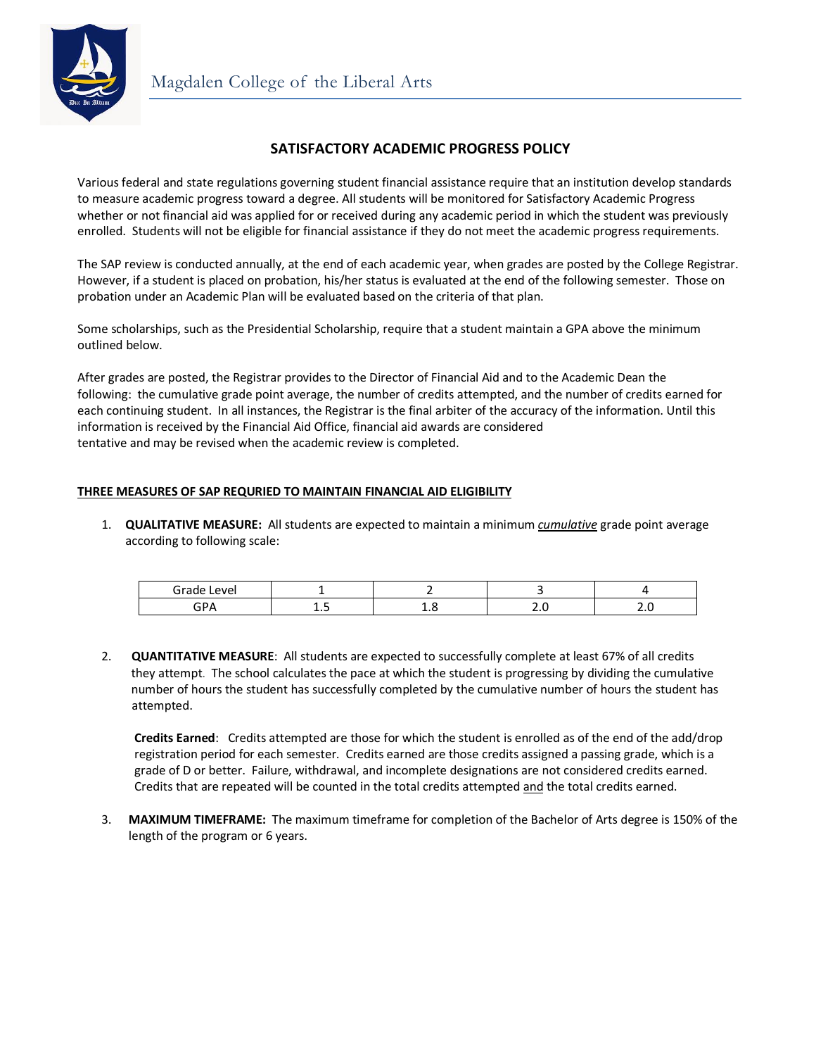Magdalen College of the Liberal Arts

# SATISFACTORY ACADEMIC PROGRESS POLICY

Various federal and state regulations governing student financial assistance require that an institution develop standards to measure academic progress toward a degree. All students will be monitored for Satisfactory Academic Progress whether or not financial aid was applied for or received during any academic period in which the student was previously enrolled. Students will not be eligible for financial assistance if they do not meet the academic progress requirements.

The SAP review is conducted annually, at the end of each academic year, when grades are posted by the College Registrar. However, if a student is placed on probation, his/her status is evaluated at the end of the following semester. Those on probation under an Academic Plan will be evaluated based on the criteria of that plan.

Some scholarships, such as the Presidential Scholarship, require that a student maintain a GPA above the minimum outlined below.

After grades are posted, the Registrar provides to the Director of Financial Aid and to the Academic Dean the following: the cumulative grade point average, the number of credits attempted, and the number of credits earned for each continuing student. In all instances, the Registrar is the final arbiter of the accuracy of the information. Until this information is received by the Financial Aid Office, financial aid awards are considered tentative and may be revised when the academic review is completed.

## THREE MEASURES OF SAP REQURIED TO MAINTAIN FINANCIAL AID ELIGIBILITY

1. **QUALITATIVE MEASURE:** All students are expected to maintain a minimum ***cumulative*** grade point average according to following scale:

| Grade Level | 1 | 2 | 3 | 4 |
|---|---|---|---|---|
| GPA | 1.5 | 1.8 | 2.0 | 2.0 |

2. **QUANTITATIVE MEASURE**: All students are expected to successfully complete at least 67% of all credits they attempt. The school calculates the pace at which the student is progressing by dividing the cumulative number of hours the student has successfully completed by the cumulative number of hours the student has attempted.

   **Credits Earned**: Credits attempted are those for which the student is enrolled as of the end of the add/drop registration period for each semester. Credits earned are those credits assigned a passing grade, which is a grade of D or better. Failure, withdrawal, and incomplete designations are not considered credits earned. Credits that are repeated will be counted in the total credits attempted and the total credits earned.

3. **MAXIMUM TIMEFRAME:** The maximum timeframe for completion of the Bachelor of Arts degree is 150% of the length of the program or 6 years.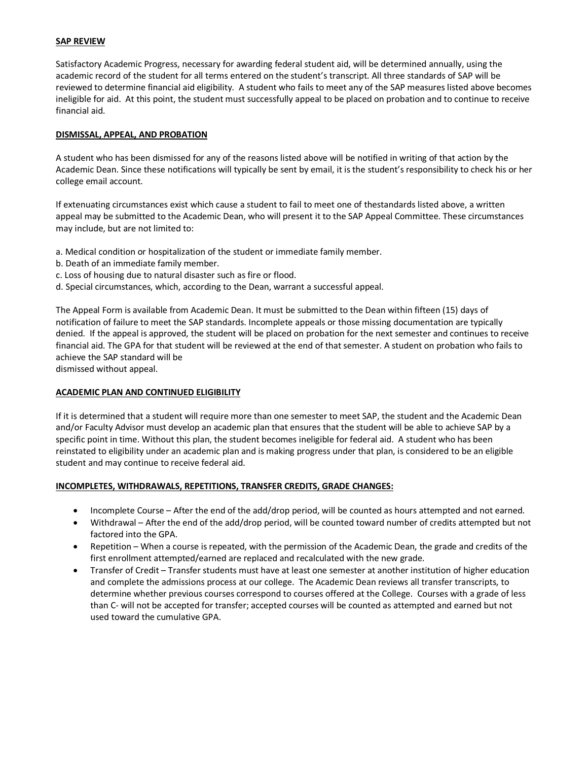**SAP REVIEW**

Satisfactory Academic Progress, necessary for awarding federal student aid, will be determined annually, using the academic record of the student for all terms entered on the student's transcript. All three standards of SAP will be reviewed to determine financial aid eligibility. A student who fails to meet any of the SAP measures listed above becomes ineligible for aid. At this point, the student must successfully appeal to be placed on probation and to continue to receive financial aid.

**DISMISSAL, APPEAL, AND PROBATION**

A student who has been dismissed for any of the reasons listed above will be notified in writing of that action by the Academic Dean. Since these notifications will typically be sent by email, it is the student's responsibility to check his or her college email account.

If extenuating circumstances exist which cause a student to fail to meet one of thestandards listed above, a written appeal may be submitted to the Academic Dean, who will present it to the SAP Appeal Committee. These circumstances may include, but are not limited to:

a. Medical condition or hospitalization of the student or immediate family member.
b. Death of an immediate family member.
c. Loss of housing due to natural disaster such as fire or flood.
d. Special circumstances, which, according to the Dean, warrant a successful appeal.

The Appeal Form is available from Academic Dean. It must be submitted to the Dean within fifteen (15) days of notification of failure to meet the SAP standards. Incomplete appeals or those missing documentation are typically denied. If the appeal is approved, the student will be placed on probation for the next semester and continues to receive financial aid. The GPA for that student will be reviewed at the end of that semester. A student on probation who fails to achieve the SAP standard will be
dismissed without appeal.

**ACADEMIC PLAN AND CONTINUED ELIGIBILITY**

If it is determined that a student will require more than one semester to meet SAP, the student and the Academic Dean and/or Faculty Advisor must develop an academic plan that ensures that the student will be able to achieve SAP by a specific point in time. Without this plan, the student becomes ineligible for federal aid. A student who has been reinstated to eligibility under an academic plan and is making progress under that plan, is considered to be an eligible student and may continue to receive federal aid.

**INCOMPLETES, WITHDRAWALS, REPETITIONS, TRANSFER CREDITS, GRADE CHANGES:**

- Incomplete Course – After the end of the add/drop period, will be counted as hours attempted and not earned.
- Withdrawal – After the end of the add/drop period, will be counted toward number of credits attempted but not factored into the GPA.
- Repetition – When a course is repeated, with the permission of the Academic Dean, the grade and credits of the first enrollment attempted/earned are replaced and recalculated with the new grade.
- Transfer of Credit – Transfer students must have at least one semester at another institution of higher education and complete the admissions process at our college. The Academic Dean reviews all transfer transcripts, to determine whether previous courses correspond to courses offered at the College. Courses with a grade of less than C- will not be accepted for transfer; accepted courses will be counted as attempted and earned but not used toward the cumulative GPA.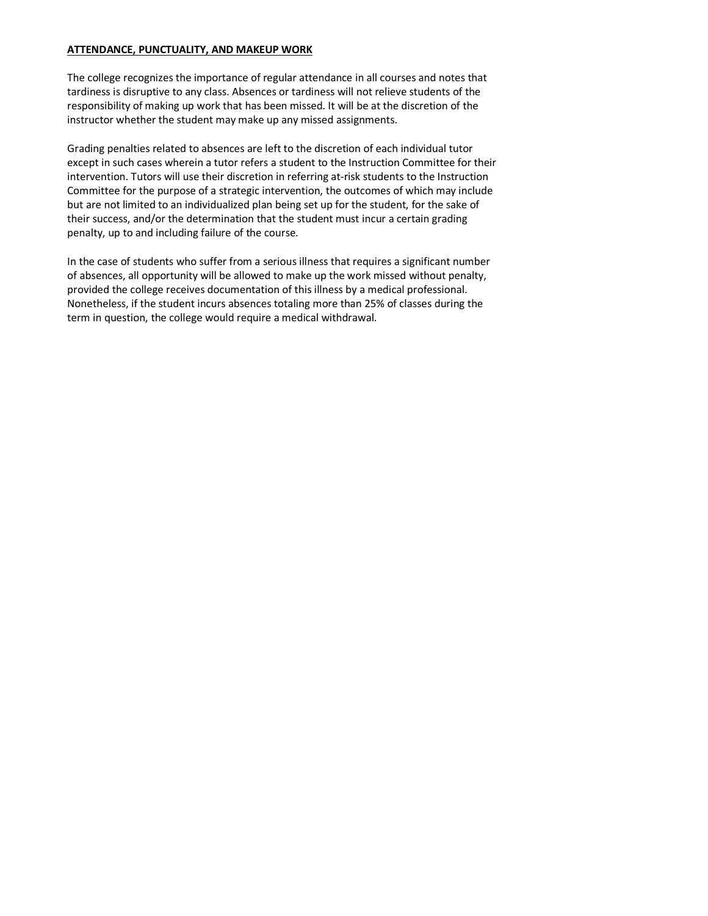**ATTENDANCE, PUNCTUALITY, AND MAKEUP WORK**

The college recognizes the importance of regular attendance in all courses and notes that tardiness is disruptive to any class. Absences or tardiness will not relieve students of the responsibility of making up work that has been missed. It will be at the discretion of the instructor whether the student may make up any missed assignments.

Grading penalties related to absences are left to the discretion of each individual tutor except in such cases wherein a tutor refers a student to the Instruction Committee for their intervention. Tutors will use their discretion in referring at-risk students to the Instruction Committee for the purpose of a strategic intervention, the outcomes of which may include but are not limited to an individualized plan being set up for the student, for the sake of their success, and/or the determination that the student must incur a certain grading penalty, up to and including failure of the course.

In the case of students who suffer from a serious illness that requires a significant number of absences, all opportunity will be allowed to make up the work missed without penalty, provided the college receives documentation of this illness by a medical professional. Nonetheless, if the student incurs absences totaling more than 25% of classes during the term in question, the college would require a medical withdrawal.